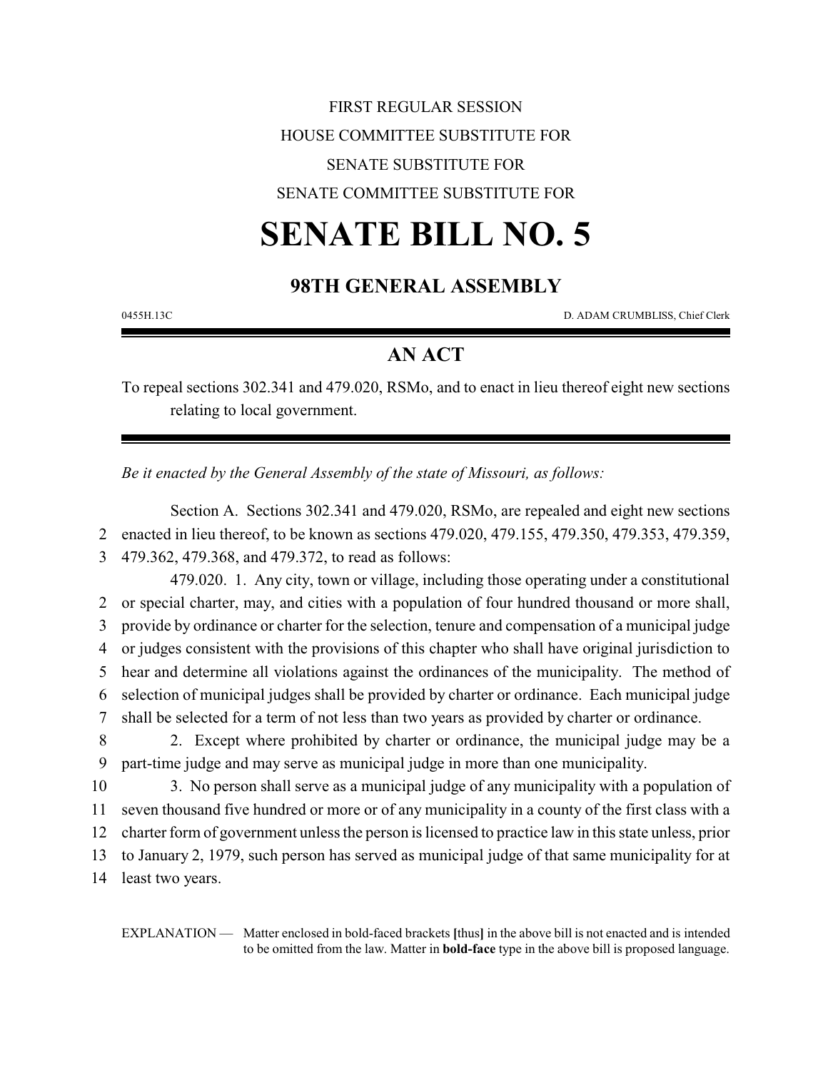FIRST REGULAR SESSION

HOUSE COMMITTEE SUBSTITUTE FOR

SENATE SUBSTITUTE FOR

SENATE COMMITTEE SUBSTITUTE FOR

# SENATE BILL NO. 5

## 98TH GENERAL ASSEMBLY

0455H.13C D. ADAM CRUMBLISS, Chief Clerk

---

## AN ACT

To repeal sections 302.341 and 479.020, RSMo, and to enact in lieu thereof eight new sections relating to local government.

---

*Be it enacted by the General Assembly of the state of Missouri, as follows:*

Section A. Sections 302.341 and 479.020, RSMo, are repealed and eight new sections enacted in lieu thereof, to be known as sections 479.020, 479.155, 479.350, 479.353, 479.359, 479.362, 479.368, and 479.372, to read as follows:

479.020. 1. Any city, town or village, including those operating under a constitutional or special charter, may, and cities with a population of four hundred thousand or more shall, provide by ordinance or charter for the selection, tenure and compensation of a municipal judge or judges consistent with the provisions of this chapter who shall have original jurisdiction to hear and determine all violations against the ordinances of the municipality. The method of selection of municipal judges shall be provided by charter or ordinance. Each municipal judge shall be selected for a term of not less than two years as provided by charter or ordinance.

2. Except where prohibited by charter or ordinance, the municipal judge may be a part-time judge and may serve as municipal judge in more than one municipality.

3. No person shall serve as a municipal judge of any municipality with a population of seven thousand five hundred or more or of any municipality in a county of the first class with a charter form of government unless the person is licensed to practice law in this state unless, prior to January 2, 1979, such person has served as municipal judge of that same municipality for at least two years.

EXPLANATION — Matter enclosed in bold-faced brackets **[**thus**]** in the above bill is not enacted and is intended to be omitted from the law. Matter in **bold-face** type in the above bill is proposed language.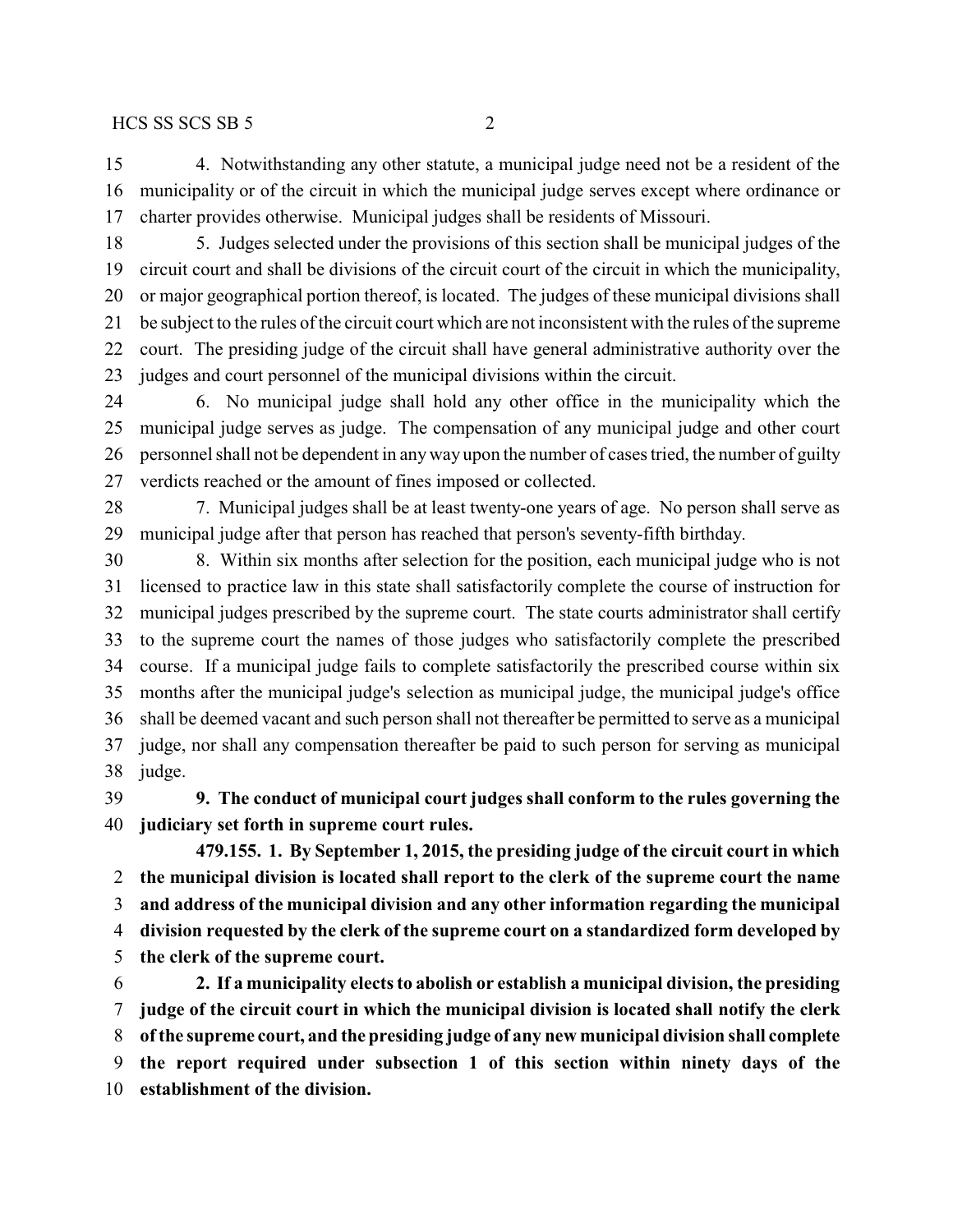4. Notwithstanding any other statute, a municipal judge need not be a resident of the municipality or of the circuit in which the municipal judge serves except where ordinance or charter provides otherwise. Municipal judges shall be residents of Missouri.

5. Judges selected under the provisions of this section shall be municipal judges of the circuit court and shall be divisions of the circuit court of the circuit in which the municipality, or major geographical portion thereof, is located. The judges of these municipal divisions shall be subject to the rules of the circuit court which are not inconsistent with the rules of the supreme court. The presiding judge of the circuit shall have general administrative authority over the judges and court personnel of the municipal divisions within the circuit.

6. No municipal judge shall hold any other office in the municipality which the municipal judge serves as judge. The compensation of any municipal judge and other court personnel shall not be dependent in any way upon the number of cases tried, the number of guilty verdicts reached or the amount of fines imposed or collected.

7. Municipal judges shall be at least twenty-one years of age. No person shall serve as municipal judge after that person has reached that person's seventy-fifth birthday.

8. Within six months after selection for the position, each municipal judge who is not licensed to practice law in this state shall satisfactorily complete the course of instruction for municipal judges prescribed by the supreme court. The state courts administrator shall certify to the supreme court the names of those judges who satisfactorily complete the prescribed course. If a municipal judge fails to complete satisfactorily the prescribed course within six months after the municipal judge's selection as municipal judge, the municipal judge's office shall be deemed vacant and such person shall not thereafter be permitted to serve as a municipal judge, nor shall any compensation thereafter be paid to such person for serving as municipal judge.

**9. The conduct of municipal court judges shall conform to the rules governing the judiciary set forth in supreme court rules.**

**479.155. 1. By September 1, 2015, the presiding judge of the circuit court in which the municipal division is located shall report to the clerk of the supreme court the name and address of the municipal division and any other information regarding the municipal division requested by the clerk of the supreme court on a standardized form developed by the clerk of the supreme court.**

**2. If a municipality elects to abolish or establish a municipal division, the presiding judge of the circuit court in which the municipal division is located shall notify the clerk of the supreme court, and the presiding judge of any new municipal division shall complete the report required under subsection 1 of this section within ninety days of the establishment of the division.**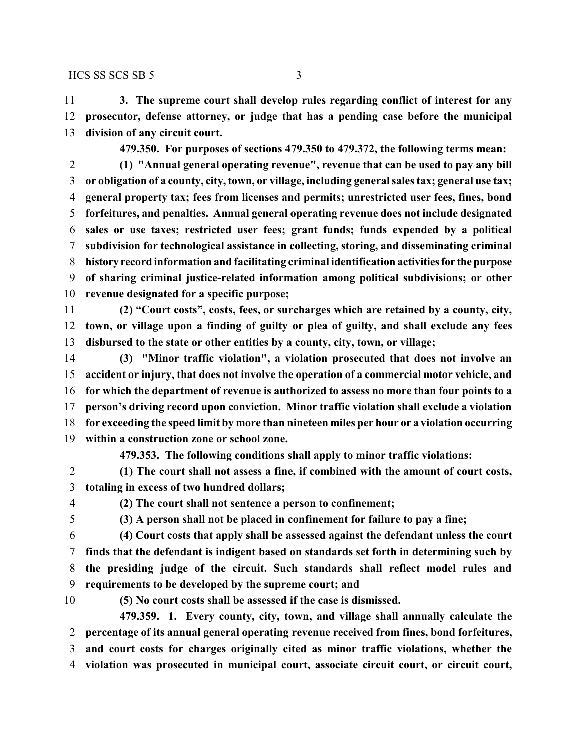**3. The supreme court shall develop rules regarding conflict of interest for any prosecutor, defense attorney, or judge that has a pending case before the municipal division of any circuit court.**

**479.350. For purposes of sections 479.350 to 479.372, the following terms mean:**

**(1) "Annual general operating revenue", revenue that can be used to pay any bill or obligation of a county, city, town, or village, including general sales tax; general use tax; general property tax; fees from licenses and permits; unrestricted user fees, fines, bond forfeitures, and penalties. Annual general operating revenue does not include designated sales or use taxes; restricted user fees; grant funds; funds expended by a political subdivision for technological assistance in collecting, storing, and disseminating criminal history record information and facilitating criminal identification activities for the purpose of sharing criminal justice-related information among political subdivisions; or other revenue designated for a specific purpose;**

**(2) "Court costs", costs, fees, or surcharges which are retained by a county, city, town, or village upon a finding of guilty or plea of guilty, and shall exclude any fees disbursed to the state or other entities by a county, city, town, or village;**

**(3) "Minor traffic violation", a violation prosecuted that does not involve an accident or injury, that does not involve the operation of a commercial motor vehicle, and for which the department of revenue is authorized to assess no more than four points to a person's driving record upon conviction. Minor traffic violation shall exclude a violation for exceeding the speed limit by more than nineteen miles per hour or a violation occurring within a construction zone or school zone.**

**479.353. The following conditions shall apply to minor traffic violations:**

**(1) The court shall not assess a fine, if combined with the amount of court costs, totaling in excess of two hundred dollars;**

**(2) The court shall not sentence a person to confinement;**

**(3) A person shall not be placed in confinement for failure to pay a fine;**

**(4) Court costs that apply shall be assessed against the defendant unless the court finds that the defendant is indigent based on standards set forth in determining such by the presiding judge of the circuit. Such standards shall reflect model rules and requirements to be developed by the supreme court; and**

**(5) No court costs shall be assessed if the case is dismissed.**

**479.359. 1. Every county, city, town, and village shall annually calculate the percentage of its annual general operating revenue received from fines, bond forfeitures, and court costs for charges originally cited as minor traffic violations, whether the violation was prosecuted in municipal court, associate circuit court, or circuit court,**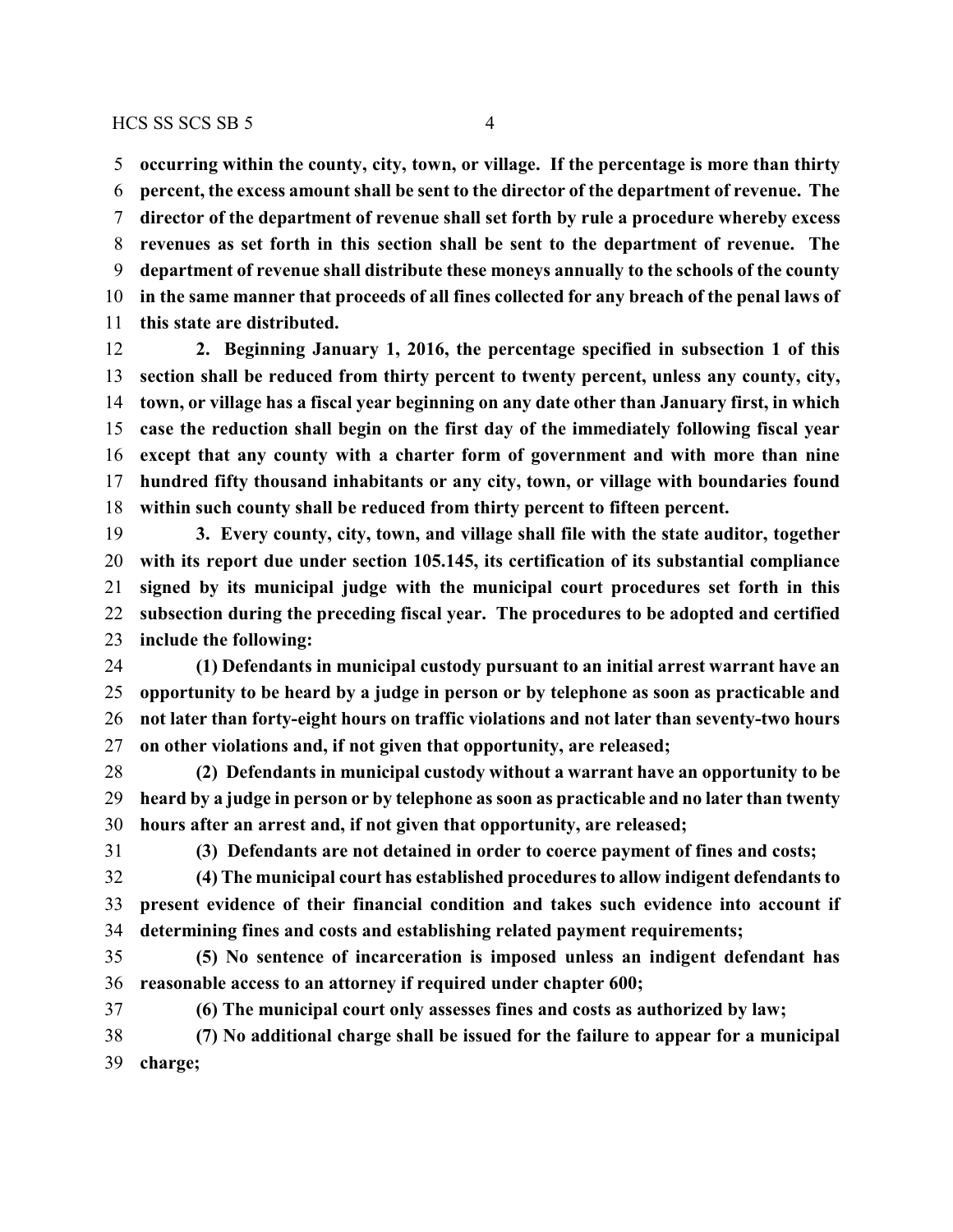**occurring within the county, city, town, or village. If the percentage is more than thirty percent, the excess amount shall be sent to the director of the department of revenue. The director of the department of revenue shall set forth by rule a procedure whereby excess revenues as set forth in this section shall be sent to the department of revenue. The department of revenue shall distribute these moneys annually to the schools of the county in the same manner that proceeds of all fines collected for any breach of the penal laws of this state are distributed.**

**2. Beginning January 1, 2016, the percentage specified in subsection 1 of this section shall be reduced from thirty percent to twenty percent, unless any county, city, town, or village has a fiscal year beginning on any date other than January first, in which case the reduction shall begin on the first day of the immediately following fiscal year except that any county with a charter form of government and with more than nine hundred fifty thousand inhabitants or any city, town, or village with boundaries found within such county shall be reduced from thirty percent to fifteen percent.**

**3. Every county, city, town, and village shall file with the state auditor, together with its report due under section 105.145, its certification of its substantial compliance signed by its municipal judge with the municipal court procedures set forth in this subsection during the preceding fiscal year. The procedures to be adopted and certified include the following:**

**(1) Defendants in municipal custody pursuant to an initial arrest warrant have an opportunity to be heard by a judge in person or by telephone as soon as practicable and not later than forty-eight hours on traffic violations and not later than seventy-two hours on other violations and, if not given that opportunity, are released;**

**(2) Defendants in municipal custody without a warrant have an opportunity to be heard by a judge in person or by telephone as soon as practicable and no later than twenty hours after an arrest and, if not given that opportunity, are released;**

**(3) Defendants are not detained in order to coerce payment of fines and costs;**

**(4) The municipal court has established procedures to allow indigent defendants to present evidence of their financial condition and takes such evidence into account if determining fines and costs and establishing related payment requirements;**

**(5) No sentence of incarceration is imposed unless an indigent defendant has reasonable access to an attorney if required under chapter 600;**

**(6) The municipal court only assesses fines and costs as authorized by law;**

**(7) No additional charge shall be issued for the failure to appear for a municipal charge;**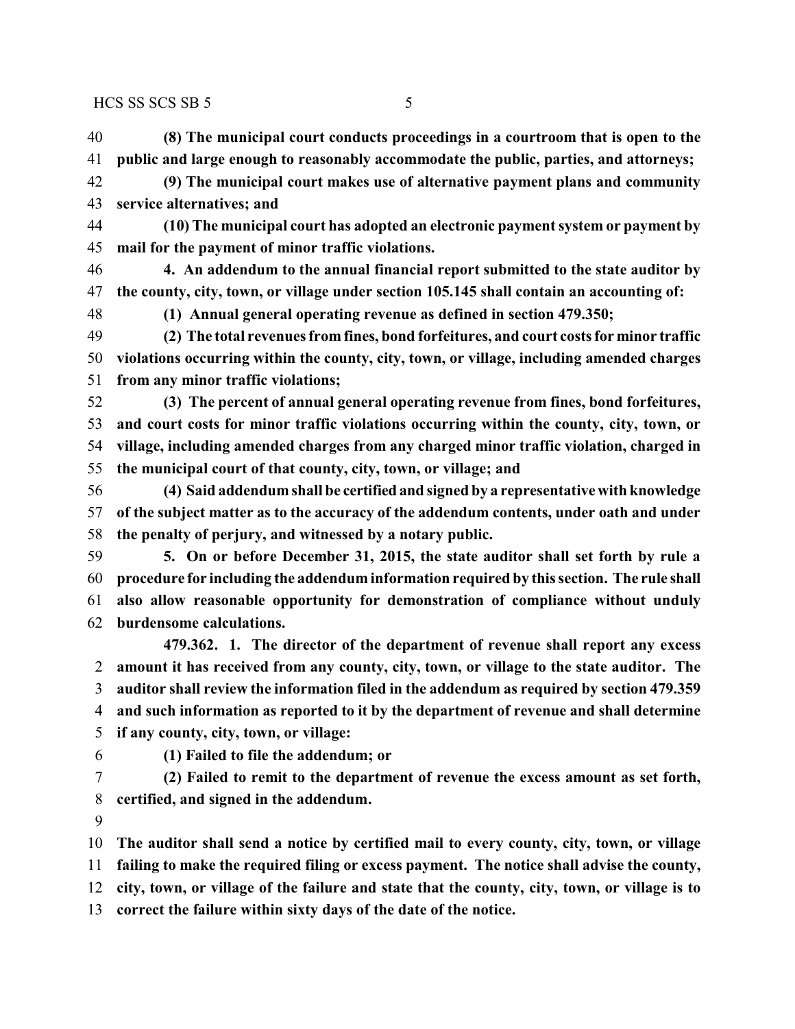**(8) The municipal court conducts proceedings in a courtroom that is open to the public and large enough to reasonably accommodate the public, parties, and attorneys;**

**(9) The municipal court makes use of alternative payment plans and community service alternatives; and**

**(10) The municipal court has adopted an electronic payment system or payment by mail for the payment of minor traffic violations.**

**4. An addendum to the annual financial report submitted to the state auditor by the county, city, town, or village under section 105.145 shall contain an accounting of:**

**(1) Annual general operating revenue as defined in section 479.350;**

**(2) The total revenues from fines, bond forfeitures, and court costs for minor traffic violations occurring within the county, city, town, or village, including amended charges from any minor traffic violations;**

**(3) The percent of annual general operating revenue from fines, bond forfeitures, and court costs for minor traffic violations occurring within the county, city, town, or village, including amended charges from any charged minor traffic violation, charged in the municipal court of that county, city, town, or village; and**

**(4) Said addendum shall be certified and signed by a representative with knowledge of the subject matter as to the accuracy of the addendum contents, under oath and under the penalty of perjury, and witnessed by a notary public.**

**5. On or before December 31, 2015, the state auditor shall set forth by rule a procedure for including the addendum information required by this section. The rule shall also allow reasonable opportunity for demonstration of compliance without unduly burdensome calculations.**

**479.362. 1. The director of the department of revenue shall report any excess amount it has received from any county, city, town, or village to the state auditor. The auditor shall review the information filed in the addendum as required by section 479.359 and such information as reported to it by the department of revenue and shall determine if any county, city, town, or village:**

**(1) Failed to file the addendum; or**

**(2) Failed to remit to the department of revenue the excess amount as set forth, certified, and signed in the addendum.**

**The auditor shall send a notice by certified mail to every county, city, town, or village failing to make the required filing or excess payment. The notice shall advise the county, city, town, or village of the failure and state that the county, city, town, or village is to correct the failure within sixty days of the date of the notice.**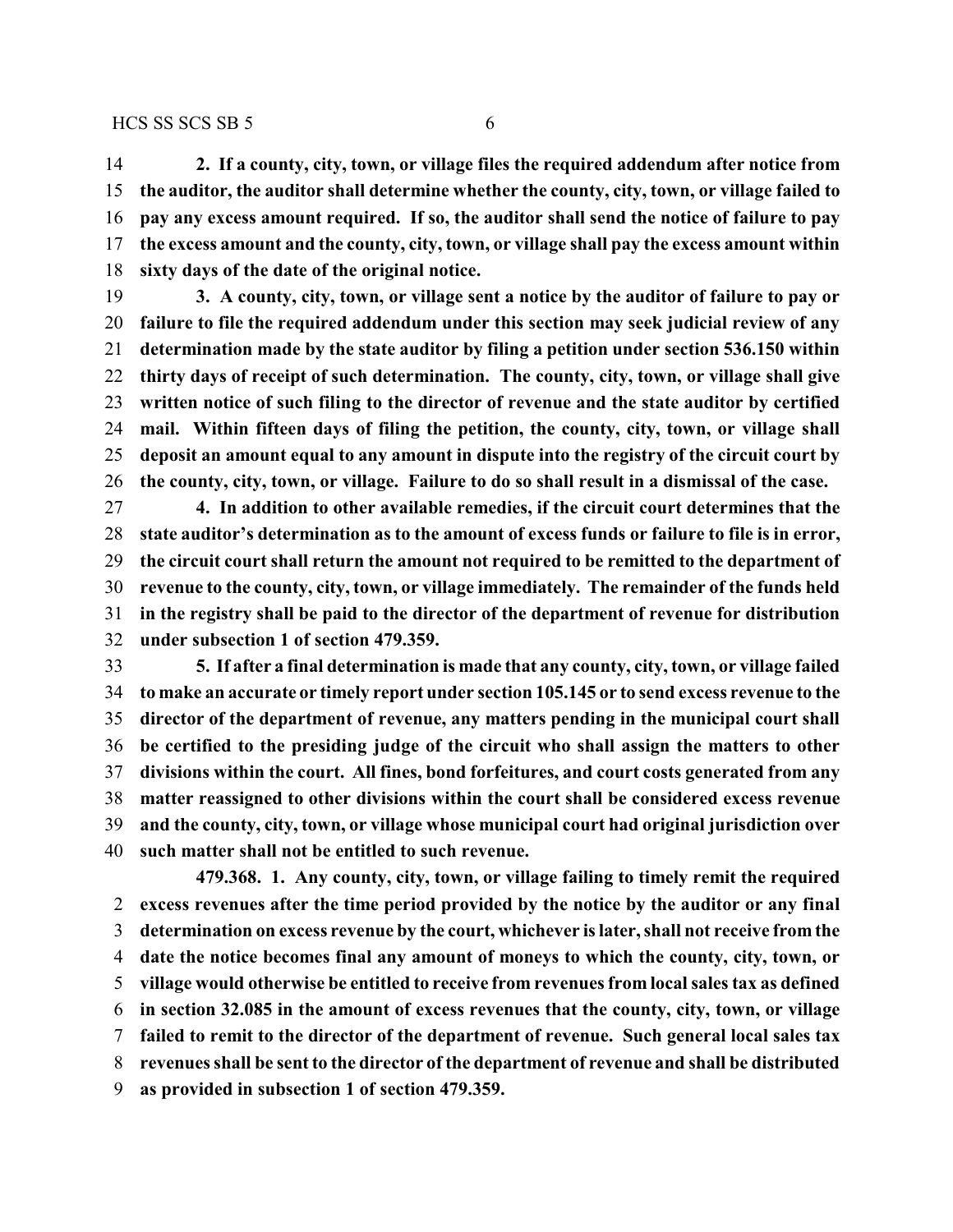**2. If a county, city, town, or village files the required addendum after notice from the auditor, the auditor shall determine whether the county, city, town, or village failed to pay any excess amount required. If so, the auditor shall send the notice of failure to pay the excess amount and the county, city, town, or village shall pay the excess amount within sixty days of the date of the original notice.**

**3. A county, city, town, or village sent a notice by the auditor of failure to pay or failure to file the required addendum under this section may seek judicial review of any determination made by the state auditor by filing a petition under section 536.150 within thirty days of receipt of such determination. The county, city, town, or village shall give written notice of such filing to the director of revenue and the state auditor by certified mail. Within fifteen days of filing the petition, the county, city, town, or village shall deposit an amount equal to any amount in dispute into the registry of the circuit court by the county, city, town, or village. Failure to do so shall result in a dismissal of the case.**

**4. In addition to other available remedies, if the circuit court determines that the state auditor's determination as to the amount of excess funds or failure to file is in error, the circuit court shall return the amount not required to be remitted to the department of revenue to the county, city, town, or village immediately. The remainder of the funds held in the registry shall be paid to the director of the department of revenue for distribution under subsection 1 of section 479.359.**

**5. If after a final determination is made that any county, city, town, or village failed to make an accurate or timely report under section 105.145 or to send excess revenue to the director of the department of revenue, any matters pending in the municipal court shall be certified to the presiding judge of the circuit who shall assign the matters to other divisions within the court. All fines, bond forfeitures, and court costs generated from any matter reassigned to other divisions within the court shall be considered excess revenue and the county, city, town, or village whose municipal court had original jurisdiction over such matter shall not be entitled to such revenue.**

**479.368. 1. Any county, city, town, or village failing to timely remit the required excess revenues after the time period provided by the notice by the auditor or any final determination on excess revenue by the court, whichever is later, shall not receive from the date the notice becomes final any amount of moneys to which the county, city, town, or village would otherwise be entitled to receive from revenues from local sales tax as defined in section 32.085 in the amount of excess revenues that the county, city, town, or village failed to remit to the director of the department of revenue. Such general local sales tax revenues shall be sent to the director of the department of revenue and shall be distributed as provided in subsection 1 of section 479.359.**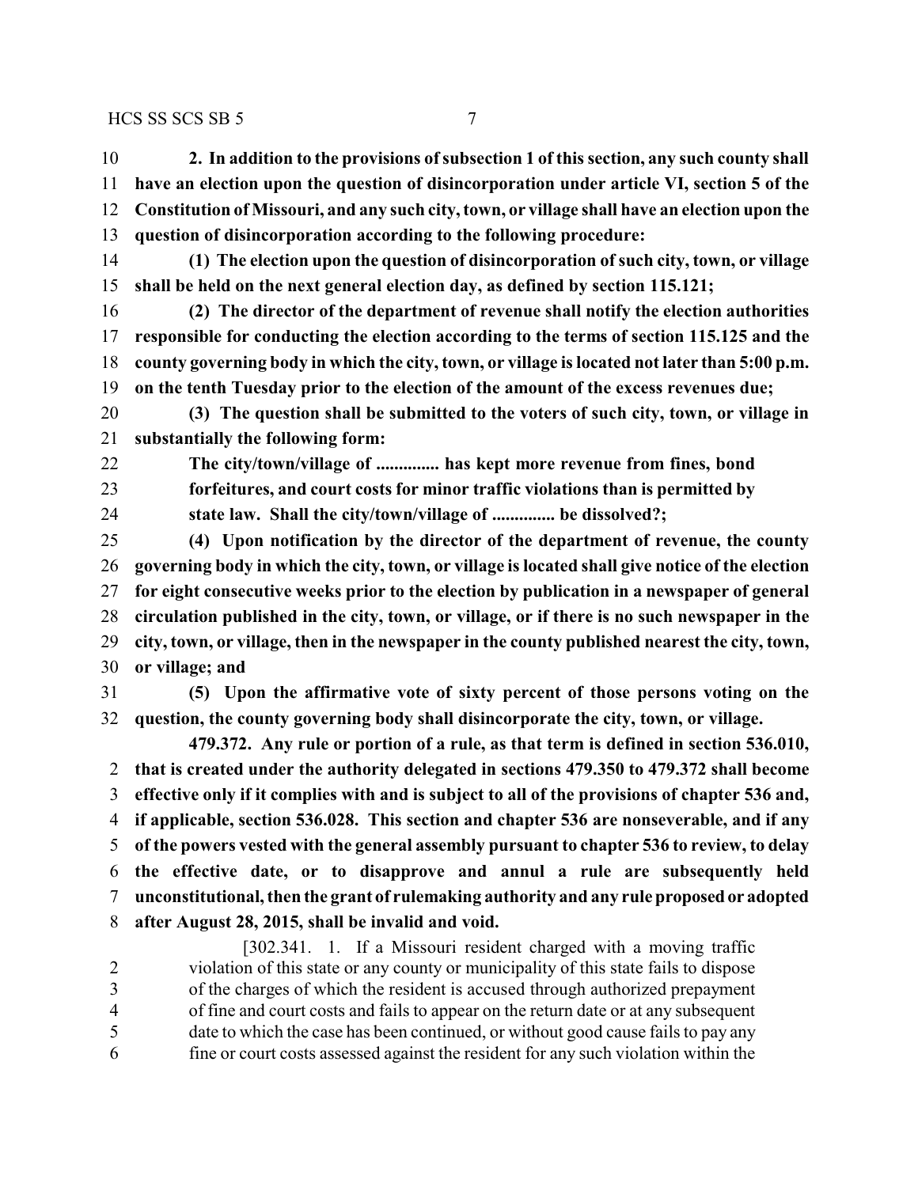**2. In addition to the provisions of subsection 1 of this section, any such county shall have an election upon the question of disincorporation under article VI, section 5 of the Constitution of Missouri, and any such city, town, or village shall have an election upon the question of disincorporation according to the following procedure:**

**(1) The election upon the question of disincorporation of such city, town, or village shall be held on the next general election day, as defined by section 115.121;**

**(2) The director of the department of revenue shall notify the election authorities responsible for conducting the election according to the terms of section 115.125 and the county governing body in which the city, town, or village is located not later than 5:00 p.m. on the tenth Tuesday prior to the election of the amount of the excess revenues due;**

**(3) The question shall be submitted to the voters of such city, town, or village in substantially the following form:**

> **The city/town/village of .............. has kept more revenue from fines, bond forfeitures, and court costs for minor traffic violations than is permitted by state law. Shall the city/town/village of .............. be dissolved?;**

**(4) Upon notification by the director of the department of revenue, the county governing body in which the city, town, or village is located shall give notice of the election for eight consecutive weeks prior to the election by publication in a newspaper of general circulation published in the city, town, or village, or if there is no such newspaper in the city, town, or village, then in the newspaper in the county published nearest the city, town, or village; and**

**(5) Upon the affirmative vote of sixty percent of those persons voting on the question, the county governing body shall disincorporate the city, town, or village.**

**479.372. Any rule or portion of a rule, as that term is defined in section 536.010, that is created under the authority delegated in sections 479.350 to 479.372 shall become effective only if it complies with and is subject to all of the provisions of chapter 536 and, if applicable, section 536.028. This section and chapter 536 are nonseverable, and if any of the powers vested with the general assembly pursuant to chapter 536 to review, to delay the effective date, or to disapprove and annul a rule are subsequently held unconstitutional, then the grant of rulemaking authority and any rule proposed or adopted after August 28, 2015, shall be invalid and void.**

[302.341. 1. If a Missouri resident charged with a moving traffic violation of this state or any county or municipality of this state fails to dispose of the charges of which the resident is accused through authorized prepayment of fine and court costs and fails to appear on the return date or at any subsequent date to which the case has been continued, or without good cause fails to pay any fine or court costs assessed against the resident for any such violation within the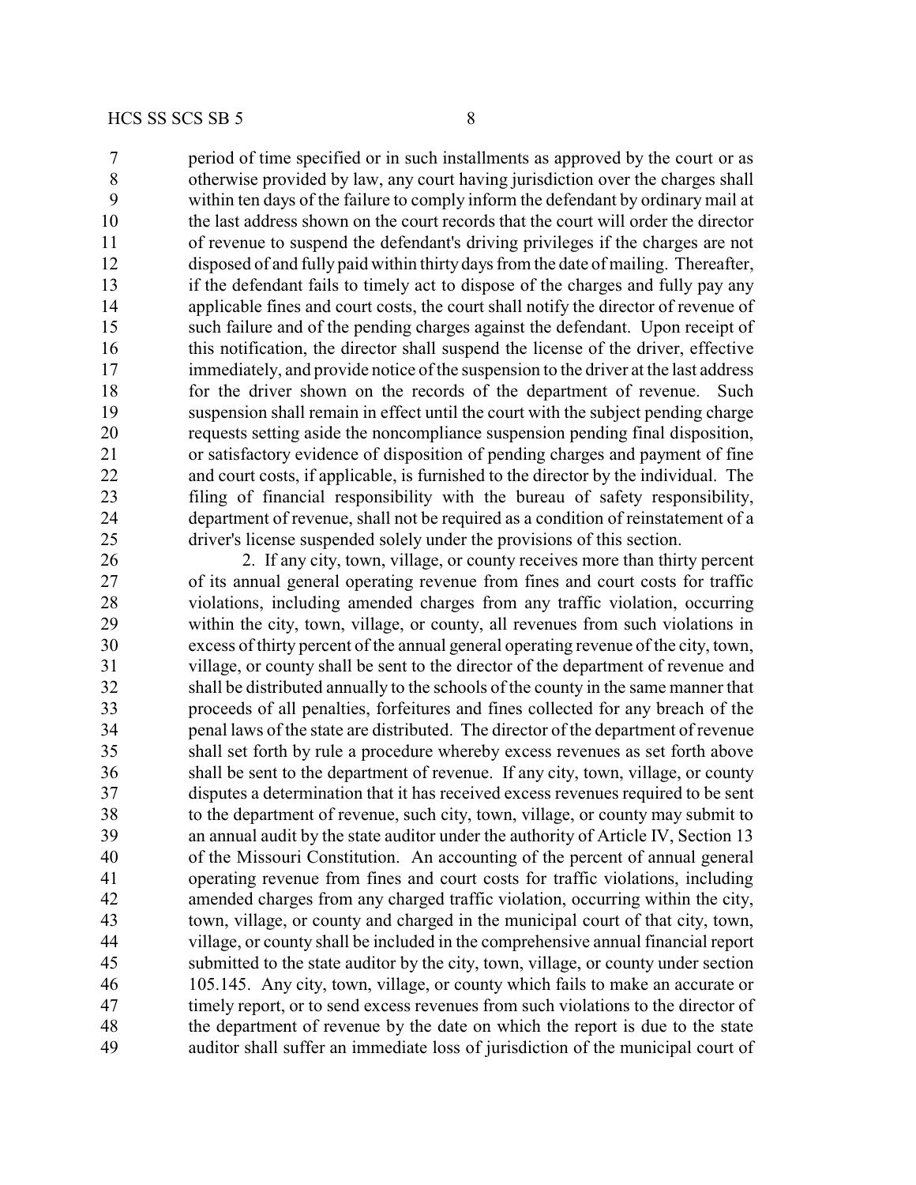period of time specified or in such installments as approved by the court or as otherwise provided by law, any court having jurisdiction over the charges shall within ten days of the failure to comply inform the defendant by ordinary mail at the last address shown on the court records that the court will order the director of revenue to suspend the defendant's driving privileges if the charges are not disposed of and fully paid within thirty days from the date of mailing. Thereafter, if the defendant fails to timely act to dispose of the charges and fully pay any applicable fines and court costs, the court shall notify the director of revenue of such failure and of the pending charges against the defendant. Upon receipt of this notification, the director shall suspend the license of the driver, effective immediately, and provide notice of the suspension to the driver at the last address for the driver shown on the records of the department of revenue. Such suspension shall remain in effect until the court with the subject pending charge requests setting aside the noncompliance suspension pending final disposition, or satisfactory evidence of disposition of pending charges and payment of fine and court costs, if applicable, is furnished to the director by the individual. The filing of financial responsibility with the bureau of safety responsibility, department of revenue, shall not be required as a condition of reinstatement of a driver's license suspended solely under the provisions of this section.

2. If any city, town, village, or county receives more than thirty percent of its annual general operating revenue from fines and court costs for traffic violations, including amended charges from any traffic violation, occurring within the city, town, village, or county, all revenues from such violations in excess of thirty percent of the annual general operating revenue of the city, town, village, or county shall be sent to the director of the department of revenue and shall be distributed annually to the schools of the county in the same manner that proceeds of all penalties, forfeitures and fines collected for any breach of the penal laws of the state are distributed. The director of the department of revenue shall set forth by rule a procedure whereby excess revenues as set forth above shall be sent to the department of revenue. If any city, town, village, or county disputes a determination that it has received excess revenues required to be sent to the department of revenue, such city, town, village, or county may submit to an annual audit by the state auditor under the authority of Article IV, Section 13 of the Missouri Constitution. An accounting of the percent of annual general operating revenue from fines and court costs for traffic violations, including amended charges from any charged traffic violation, occurring within the city, town, village, or county and charged in the municipal court of that city, town, village, or county shall be included in the comprehensive annual financial report submitted to the state auditor by the city, town, village, or county under section 105.145. Any city, town, village, or county which fails to make an accurate or timely report, or to send excess revenues from such violations to the director of the department of revenue by the date on which the report is due to the state auditor shall suffer an immediate loss of jurisdiction of the municipal court of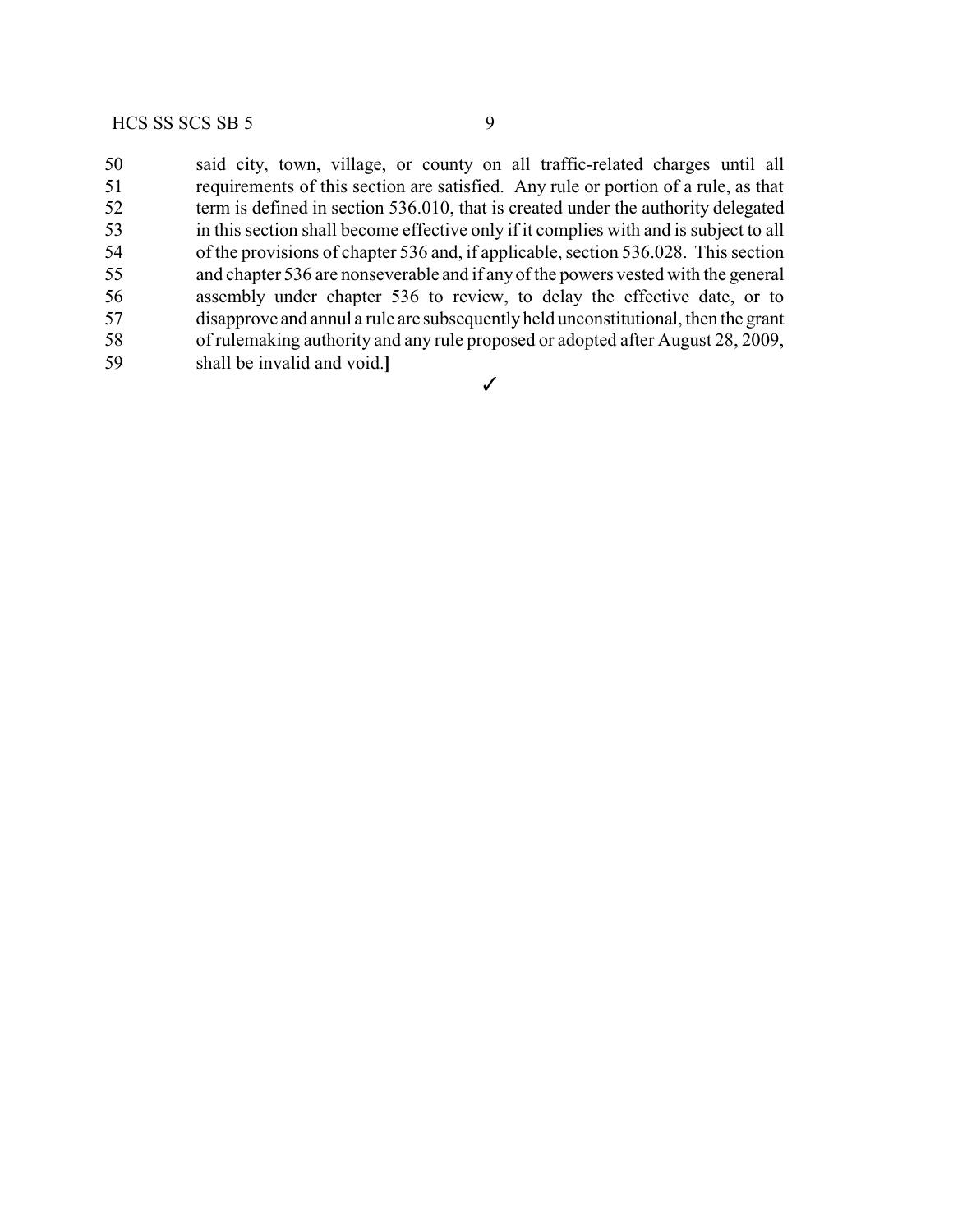said city, town, village, or county on all traffic-related charges until all requirements of this section are satisfied. Any rule or portion of a rule, as that term is defined in section 536.010, that is created under the authority delegated in this section shall become effective only if it complies with and is subject to all of the provisions of chapter 536 and, if applicable, section 536.028. This section and chapter 536 are nonseverable and if any of the powers vested with the general assembly under chapter 536 to review, to delay the effective date, or to disapprove and annul a rule are subsequently held unconstitutional, then the grant of rulemaking authority and any rule proposed or adopted after August 28, 2009, shall be invalid and void.**]**

✓